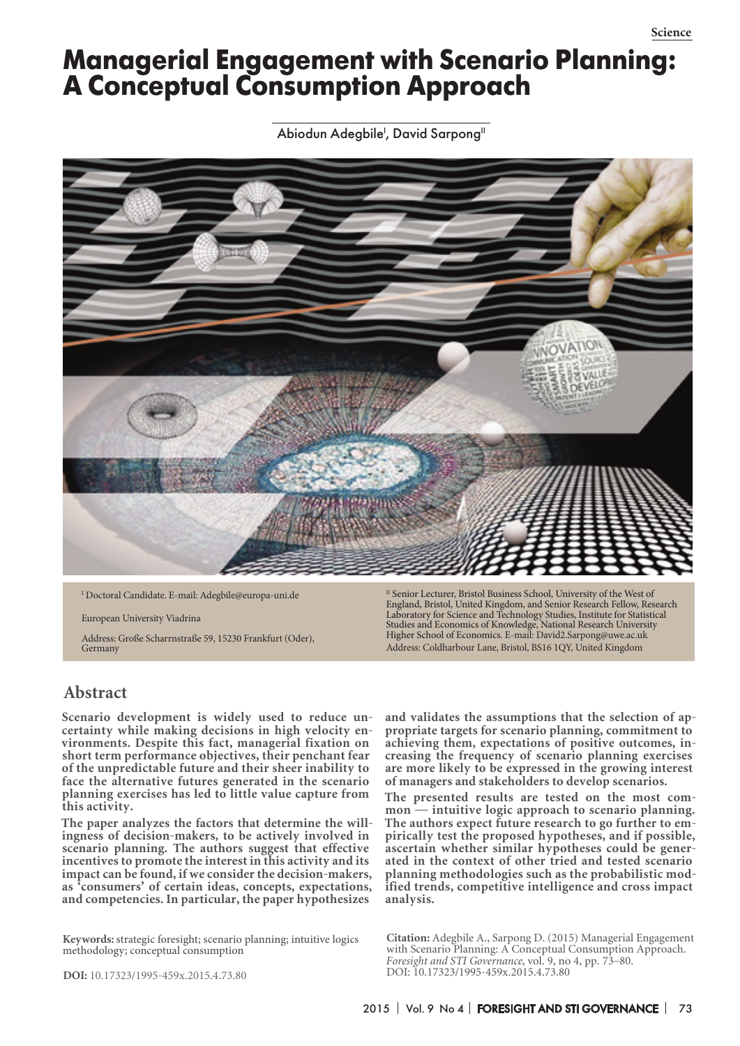# Managerial Engagement with Scenario Planning: A Conceptual Consumption Approach

Abiodun Adegbile[I], David Sarpong[II]

[I] Doctoral Candidate. E-mail: Adegbile@europa-uni.de

European University Viadrina

Address: Große Scharrnstraße 59, 15230 Frankfurt (Oder), Germany

[II] Senior Lecturer, Bristol Business School, University of the West of England, Bristol, United Kingdom, and Senior Research Fellow, Research Laboratory for Science and Technology Studies, Institute for Statistical Studies and Economics of Knowledge, National Research University Higher School of Economics. E-mail: David2.Sarpong@uwe.ac.uk

Address: Coldharbour Lane, Bristol, BS16 1QY, United Kingdom

## Abstract

**Scenario development is widely used to reduce uncertainty while making decisions in high velocity environments. Despite this fact, managerial fixation on short term performance objectives, their penchant fear of the unpredictable future and their sheer inability to face the alternative futures generated in the scenario planning exercises has led to little value capture from this activity.**

**The paper analyzes the factors that determine the willingness of decision-makers, to be actively involved in scenario planning. The authors suggest that effective incentives to promote the interest in this activity and its impact can be found, if we consider the decision-makers, as 'consumers' of certain ideas, concepts, expectations, and competencies. In particular, the paper hypothesizes and validates the assumptions that the selection of appropriate targets for scenario planning, commitment to achieving them, expectations of positive outcomes, increasing the frequency of scenario planning exercises are more likely to be expressed in the growing interest of managers and stakeholders to develop scenarios.**

**The presented results are tested on the most common — intuitive logic approach to scenario planning. The authors expect future research to go further to empirically test the proposed hypotheses, and if possible, ascertain whether similar hypotheses could be generated in the context of other tried and tested scenario planning methodologies such as the probabilistic modified trends, competitive intelligence and cross impact analysis.**

**Keywords:** strategic foresight; scenario planning; intuitive logics methodology; conceptual consumption

**DOI:** 10.17323/1995-459x.2015.4.73.80

**Citation:** Adegbile A., Sarpong D. (2015) Managerial Engagement with Scenario Planning: A Conceptual Consumption Approach. *Foresight and STI Governance*, vol. 9, no 4, pp. 73–80. DOI: 10.17323/1995-459x.2015.4.73.80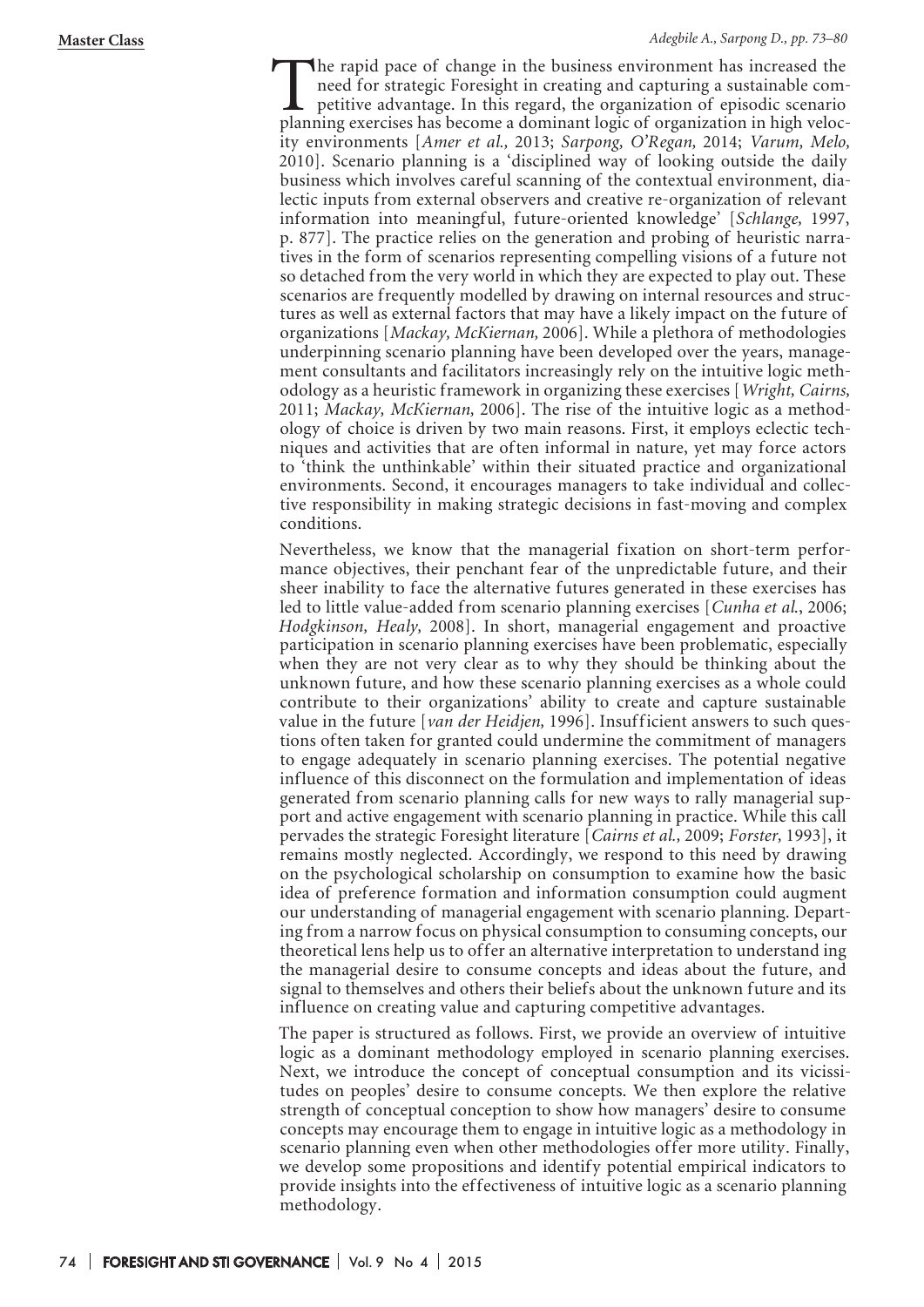The rapid pace of change in the business environment has increased the need for strategic Foresight in creating and capturing a sustainable competitive advantage. In this regard, the organization of episodic scenario planning exercises has become a dominant logic of organization in high velocity environments [*Amer et al.*, 2013; *Sarpong, O'Regan,* 2014; *Varum, Melo,* 2010]. Scenario planning is a 'disciplined way of looking outside the daily business which involves careful scanning of the contextual environment, dialectic inputs from external observers and creative re-organization of relevant information into meaningful, future-oriented knowledge' [*Schlange,* 1997, p. 877]. The practice relies on the generation and probing of heuristic narratives in the form of scenarios representing compelling visions of a future not so detached from the very world in which they are expected to play out. These scenarios are frequently modelled by drawing on internal resources and structures as well as external factors that may have a likely impact on the future of organizations [*Mackay, McKiernan,* 2006]. While a plethora of methodologies underpinning scenario planning have been developed over the years, management consultants and facilitators increasingly rely on the intuitive logic methodology as a heuristic framework in organizing these exercises [*Wright, Cairns,* 2011; *Mackay, McKiernan,* 2006]. The rise of the intuitive logic as a methodology of choice is driven by two main reasons. First, it employs eclectic techniques and activities that are often informal in nature, yet may force actors to 'think the unthinkable' within their situated practice and organizational environments. Second, it encourages managers to take individual and collective responsibility in making strategic decisions in fast-moving and complex conditions.

Nevertheless, we know that the managerial fixation on short-term performance objectives, their penchant fear of the unpredictable future, and their sheer inability to face the alternative futures generated in these exercises has led to little value-added from scenario planning exercises [*Cunha et al.*, 2006; *Hodgkinson, Healy,* 2008]. In short, managerial engagement and proactive participation in scenario planning exercises have been problematic, especially when they are not very clear as to why they should be thinking about the unknown future, and how these scenario planning exercises as a whole could contribute to their organizations' ability to create and capture sustainable value in the future [*van der Heidjen,* 1996]. Insufficient answers to such questions often taken for granted could undermine the commitment of managers to engage adequately in scenario planning exercises. The potential negative influence of this disconnect on the formulation and implementation of ideas generated from scenario planning calls for new ways to rally managerial support and active engagement with scenario planning in practice. While this call pervades the strategic Foresight literature [*Cairns et al.,* 2009; *Forster,* 1993], it remains mostly neglected. Accordingly, we respond to this need by drawing on the psychological scholarship on consumption to examine how the basic idea of preference formation and information consumption could augment our understanding of managerial engagement with scenario planning. Departing from a narrow focus on physical consumption to consuming concepts, our theoretical lens help us to offer an alternative interpretation to understand ing the managerial desire to consume concepts and ideas about the future, and signal to themselves and others their beliefs about the unknown future and its influence on creating value and capturing competitive advantages.

The paper is structured as follows. First, we provide an overview of intuitive logic as a dominant methodology employed in scenario planning exercises. Next, we introduce the concept of conceptual consumption and its vicissitudes on peoples' desire to consume concepts. We then explore the relative strength of conceptual conception to show how managers' desire to consume concepts may encourage them to engage in intuitive logic as a methodology in scenario planning even when other methodologies offer more utility. Finally, we develop some propositions and identify potential empirical indicators to provide insights into the effectiveness of intuitive logic as a scenario planning methodology.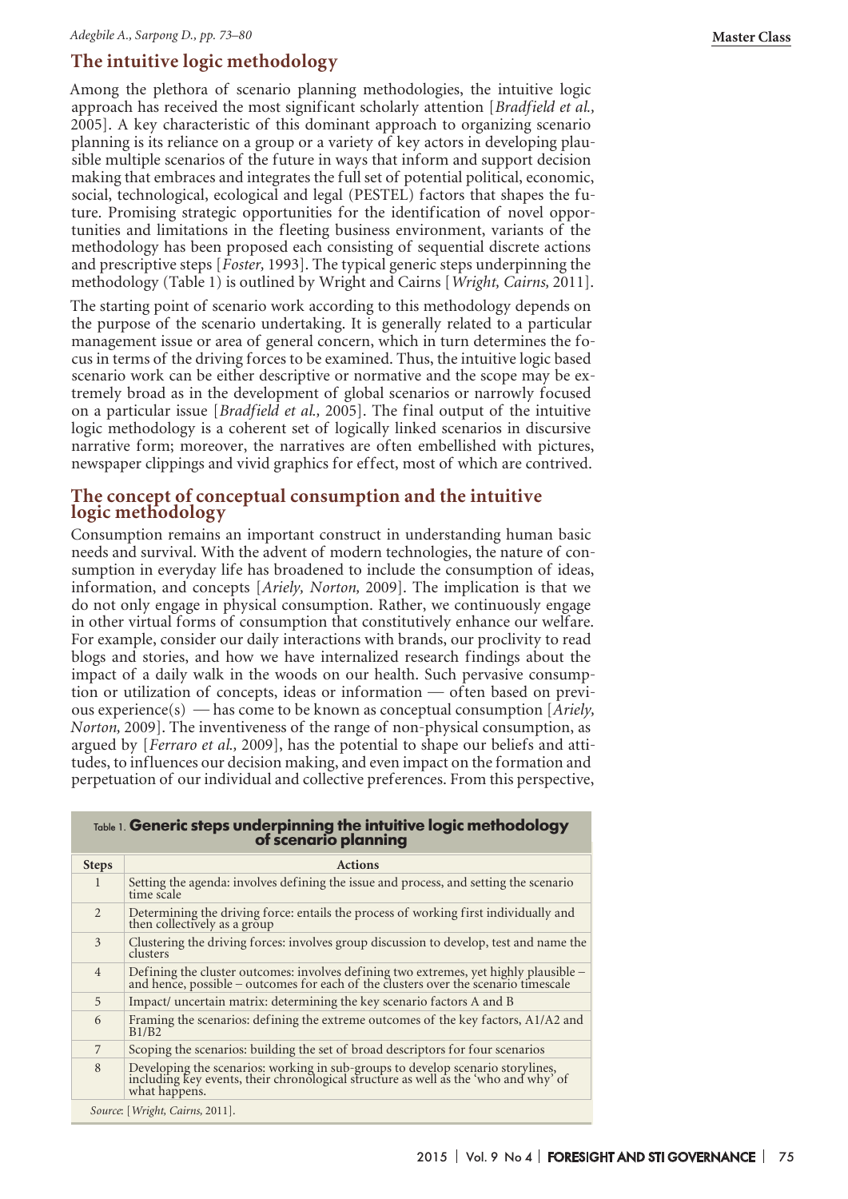## The intuitive logic methodology

Among the plethora of scenario planning methodologies, the intuitive logic approach has received the most significant scholarly attention [*Bradfield et al.,* 2005]. A key characteristic of this dominant approach to organizing scenario planning is its reliance on a group or a variety of key actors in developing plausible multiple scenarios of the future in ways that inform and support decision making that embraces and integrates the full set of potential political, economic, social, technological, ecological and legal (PESTEL) factors that shapes the future. Promising strategic opportunities for the identification of novel opportunities and limitations in the fleeting business environment, variants of the methodology has been proposed each consisting of sequential discrete actions and prescriptive steps [*Foster,* 1993]. The typical generic steps underpinning the methodology (Table 1) is outlined by Wright and Cairns [*Wright, Cairns,* 2011].

The starting point of scenario work according to this methodology depends on the purpose of the scenario undertaking. It is generally related to a particular management issue or area of general concern, which in turn determines the focus in terms of the driving forces to be examined. Thus, the intuitive logic based scenario work can be either descriptive or normative and the scope may be extremely broad as in the development of global scenarios or narrowly focused on a particular issue [*Bradfield et al.,* 2005]. The final output of the intuitive logic methodology is a coherent set of logically linked scenarios in discursive narrative form; moreover, the narratives are often embellished with pictures, newspaper clippings and vivid graphics for effect, most of which are contrived.

## The concept of conceptual consumption and the intuitive logic methodology

Consumption remains an important construct in understanding human basic needs and survival. With the advent of modern technologies, the nature of consumption in everyday life has broadened to include the consumption of ideas, information, and concepts [*Ariely, Norton,* 2009]. The implication is that we do not only engage in physical consumption. Rather, we continuously engage in other virtual forms of consumption that constitutively enhance our welfare. For example, consider our daily interactions with brands, our proclivity to read blogs and stories, and how we have internalized research findings about the impact of a daily walk in the woods on our health. Such pervasive consumption or utilization of concepts, ideas or information — often based on previous experience(s) — has come to be known as conceptual consumption [*Ariely, Norton,* 2009]. The inventiveness of the range of non-physical consumption, as argued by [*Ferraro et al.,* 2009], has the potential to shape our beliefs and attitudes, to influences our decision making, and even impact on the formation and perpetuation of our individual and collective preferences. From this perspective,

Table 1. **Generic steps underpinning the intuitive logic methodology of scenario planning**

| Steps | Actions |
|---|---|
| 1 | Setting the agenda: involves defining the issue and process, and setting the scenario time scale |
| 2 | Determining the driving force: entails the process of working first individually and then collectively as a group |
| 3 | Clustering the driving forces: involves group discussion to develop, test and name the clusters |
| 4 | Defining the cluster outcomes: involves defining two extremes, yet highly plausible – and hence, possible – outcomes for each of the clusters over the scenario timescale |
| 5 | Impact/ uncertain matrix: determining the key scenario factors A and B |
| 6 | Framing the scenarios: defining the extreme outcomes of the key factors, A1/A2 and B1/B2 |
| 7 | Scoping the scenarios: building the set of broad descriptors for four scenarios |
| 8 | Developing the scenarios: working in sub-groups to develop scenario storylines, including key events, their chronological structure as well as the 'who and why' of what happens. |

*Source*: [*Wright, Cairns,* 2011].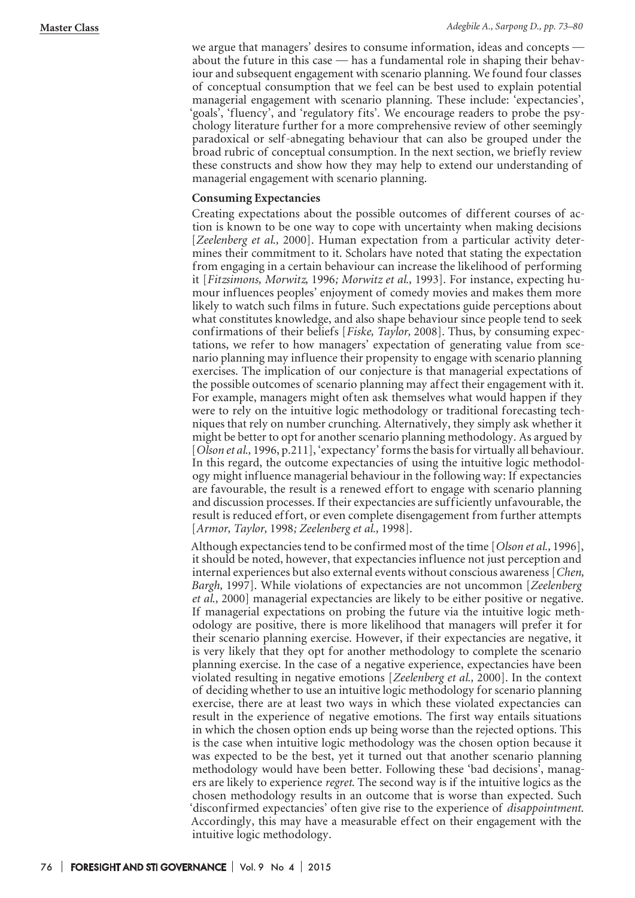we argue that managers' desires to consume information, ideas and concepts — about the future in this case — has a fundamental role in shaping their behaviour and subsequent engagement with scenario planning. We found four classes of conceptual consumption that we feel can be best used to explain potential managerial engagement with scenario planning. These include: 'expectancies', 'goals', 'fluency', and 'regulatory fits'. We encourage readers to probe the psychology literature further for a more comprehensive review of other seemingly paradoxical or self-abnegating behaviour that can also be grouped under the broad rubric of conceptual consumption. In the next section, we briefly review these constructs and show how they may help to extend our understanding of managerial engagement with scenario planning.

### Consuming Expectancies

Creating expectations about the possible outcomes of different courses of action is known to be one way to cope with uncertainty when making decisions [*Zeelenberg et al.,* 2000]. Human expectation from a particular activity determines their commitment to it. Scholars have noted that stating the expectation from engaging in a certain behaviour can increase the likelihood of performing it [*Fitzsimons, Morwitz,* 1996*; Morwitz et al.,* 1993]. For instance, expecting humour influences peoples' enjoyment of comedy movies and makes them more likely to watch such films in future. Such expectations guide perceptions about what constitutes knowledge, and also shape behaviour since people tend to seek confirmations of their beliefs [*Fiske, Taylor,* 2008]. Thus, by consuming expectations, we refer to how managers' expectation of generating value from scenario planning may influence their propensity to engage with scenario planning exercises. The implication of our conjecture is that managerial expectations of the possible outcomes of scenario planning may affect their engagement with it. For example, managers might often ask themselves what would happen if they were to rely on the intuitive logic methodology or traditional forecasting techniques that rely on number crunching. Alternatively, they simply ask whether it might be better to opt for another scenario planning methodology. As argued by [*Olson et al.,* 1996, p.211], 'expectancy' forms the basis for virtually all behaviour. In this regard, the outcome expectancies of using the intuitive logic methodology might influence managerial behaviour in the following way: If expectancies are favourable, the result is a renewed effort to engage with scenario planning and discussion processes. If their expectancies are sufficiently unfavourable, the result is reduced effort, or even complete disengagement from further attempts [*Armor, Taylor,* 1998*; Zeelenberg et al.,* 1998].

Although expectancies tend to be confirmed most of the time [*Olson et al.,* 1996], it should be noted, however, that expectancies influence not just perception and internal experiences but also external events without conscious awareness [*Chen, Bargh,* 1997]. While violations of expectancies are not uncommon [*Zeelenberg et al.,* 2000] managerial expectancies are likely to be either positive or negative. If managerial expectations on probing the future via the intuitive logic methodology are positive, there is more likelihood that managers will prefer it for their scenario planning exercise. However, if their expectancies are negative, it is very likely that they opt for another methodology to complete the scenario planning exercise. In the case of a negative experience, expectancies have been violated resulting in negative emotions [*Zeelenberg et al.,* 2000]. In the context of deciding whether to use an intuitive logic methodology for scenario planning exercise, there are at least two ways in which these violated expectancies can result in the experience of negative emotions. The first way entails situations in which the chosen option ends up being worse than the rejected options. This is the case when intuitive logic methodology was the chosen option because it was expected to be the best, yet it turned out that another scenario planning methodology would have been better. Following these 'bad decisions', managers are likely to experience *regret*. The second way is if the intuitive logics as the chosen methodology results in an outcome that is worse than expected. Such 'disconfirmed expectancies' often give rise to the experience of *disappointment*. Accordingly, this may have a measurable effect on their engagement with the intuitive logic methodology.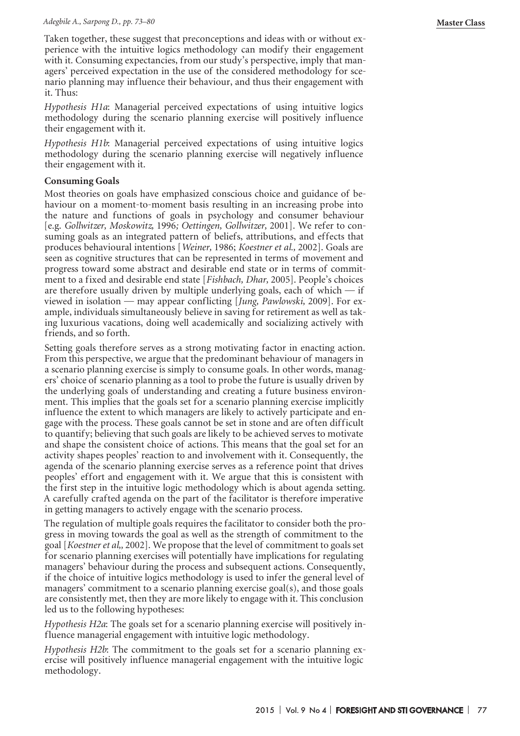Taken together, these suggest that preconceptions and ideas with or without experience with the intuitive logics methodology can modify their engagement with it. Consuming expectancies, from our study's perspective, imply that managers' perceived expectation in the use of the considered methodology for scenario planning may influence their behaviour, and thus their engagement with it. Thus:

*Hypothesis H1a*: Managerial perceived expectations of using intuitive logics methodology during the scenario planning exercise will positively influence their engagement with it.

*Hypothesis H1b*: Managerial perceived expectations of using intuitive logics methodology during the scenario planning exercise will negatively influence their engagement with it.

**Consuming Goals**

Most theories on goals have emphasized conscious choice and guidance of behaviour on a moment-to-moment basis resulting in an increasing probe into the nature and functions of goals in psychology and consumer behaviour [e.g. *Gollwitzer, Moskowitz,* 1996*; Oettingen, Gollwitzer,* 2001]. We refer to consuming goals as an integrated pattern of beliefs, attributions, and effects that produces behavioural intentions [*Weiner,* 1986; *Koestner et al.,* 2002]. Goals are seen as cognitive structures that can be represented in terms of movement and progress toward some abstract and desirable end state or in terms of commitment to a fixed and desirable end state [*Fishbach, Dhar,* 2005]. People's choices are therefore usually driven by multiple underlying goals, each of which — if viewed in isolation — may appear conflicting [*Jung, Pawlowski,* 2009]. For example, individuals simultaneously believe in saving for retirement as well as taking luxurious vacations, doing well academically and socializing actively with friends, and so forth.

Setting goals therefore serves as a strong motivating factor in enacting action. From this perspective, we argue that the predominant behaviour of managers in a scenario planning exercise is simply to consume goals. In other words, managers' choice of scenario planning as a tool to probe the future is usually driven by the underlying goals of understanding and creating a future business environment. This implies that the goals set for a scenario planning exercise implicitly influence the extent to which managers are likely to actively participate and engage with the process. These goals cannot be set in stone and are often difficult to quantify; believing that such goals are likely to be achieved serves to motivate and shape the consistent choice of actions. This means that the goal set for an activity shapes peoples' reaction to and involvement with it. Consequently, the agenda of the scenario planning exercise serves as a reference point that drives peoples' effort and engagement with it. We argue that this is consistent with the first step in the intuitive logic methodology which is about agenda setting. A carefully crafted agenda on the part of the facilitator is therefore imperative in getting managers to actively engage with the scenario process.

The regulation of multiple goals requires the facilitator to consider both the progress in moving towards the goal as well as the strength of commitment to the goal [*Koestner et al,,* 2002]. We propose that the level of commitment to goals set for scenario planning exercises will potentially have implications for regulating managers' behaviour during the process and subsequent actions. Consequently, if the choice of intuitive logics methodology is used to infer the general level of managers' commitment to a scenario planning exercise goal(s), and those goals are consistently met, then they are more likely to engage with it. This conclusion led us to the following hypotheses:

*Hypothesis H2a*: The goals set for a scenario planning exercise will positively influence managerial engagement with intuitive logic methodology.

*Hypothesis H2b*: The commitment to the goals set for a scenario planning exercise will positively influence managerial engagement with the intuitive logic methodology.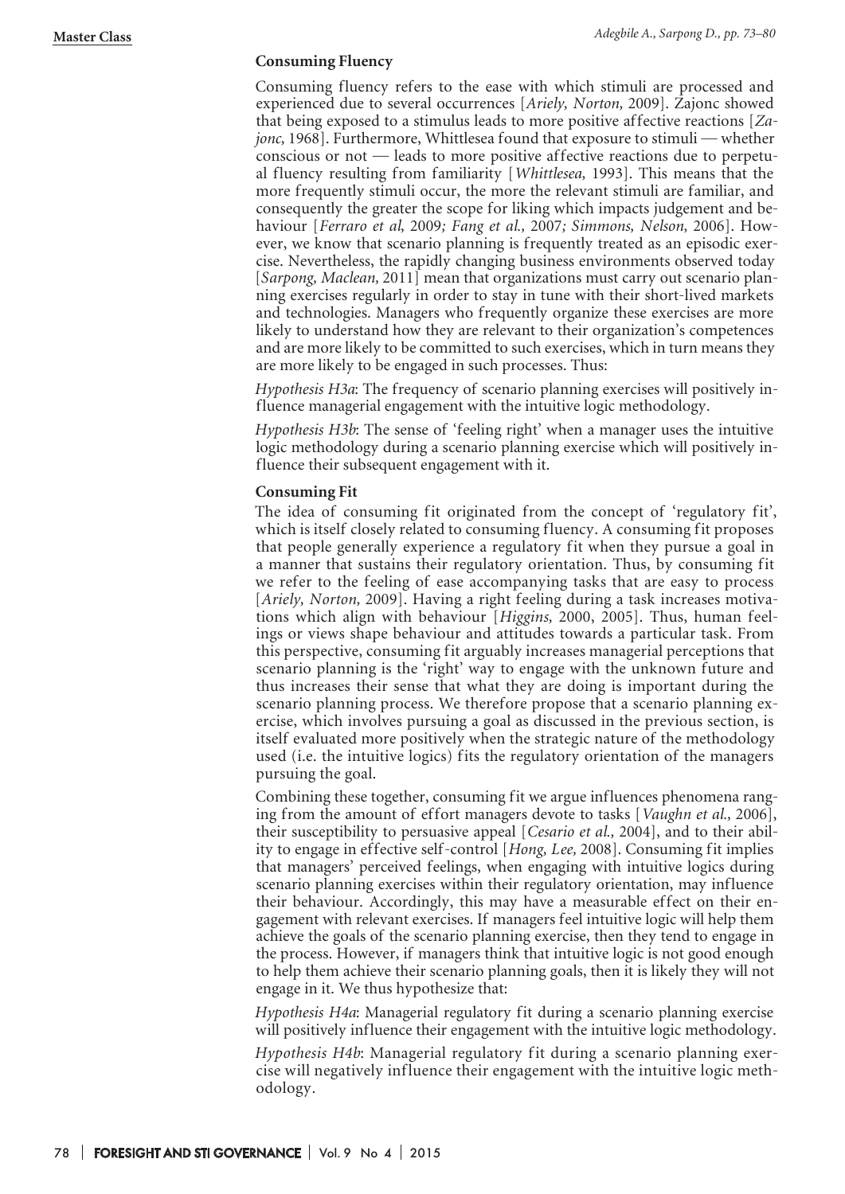### Consuming Fluency

Consuming fluency refers to the ease with which stimuli are processed and experienced due to several occurrences [*Ariely, Norton,* 2009]. Zajonc showed that being exposed to a stimulus leads to more positive affective reactions [*Zajonc,* 1968]. Furthermore, Whittlesea found that exposure to stimuli — whether conscious or not — leads to more positive affective reactions due to perpetual fluency resulting from familiarity [*Whittlesea,* 1993]. This means that the more frequently stimuli occur, the more the relevant stimuli are familiar, and consequently the greater the scope for liking which impacts judgement and behaviour [*Ferraro et al,* 2009*; Fang et al.,* 2007*; Simmons, Nelson,* 2006]. However, we know that scenario planning is frequently treated as an episodic exercise. Nevertheless, the rapidly changing business environments observed today [*Sarpong, Maclean,* 2011] mean that organizations must carry out scenario planning exercises regularly in order to stay in tune with their short-lived markets and technologies. Managers who frequently organize these exercises are more likely to understand how they are relevant to their organization's competences and are more likely to be committed to such exercises, which in turn means they are more likely to be engaged in such processes. Thus:

*Hypothesis H3a*: The frequency of scenario planning exercises will positively influence managerial engagement with the intuitive logic methodology.

*Hypothesis H3b*: The sense of 'feeling right' when a manager uses the intuitive logic methodology during a scenario planning exercise which will positively influence their subsequent engagement with it.

### Consuming Fit

The idea of consuming fit originated from the concept of 'regulatory fit', which is itself closely related to consuming fluency. A consuming fit proposes that people generally experience a regulatory fit when they pursue a goal in a manner that sustains their regulatory orientation. Thus, by consuming fit we refer to the feeling of ease accompanying tasks that are easy to process [*Ariely, Norton,* 2009]. Having a right feeling during a task increases motivations which align with behaviour [*Higgins,* 2000, 2005]. Thus, human feelings or views shape behaviour and attitudes towards a particular task. From this perspective, consuming fit arguably increases managerial perceptions that scenario planning is the 'right' way to engage with the unknown future and thus increases their sense that what they are doing is important during the scenario planning process. We therefore propose that a scenario planning exercise, which involves pursuing a goal as discussed in the previous section, is itself evaluated more positively when the strategic nature of the methodology used (i.e. the intuitive logics) fits the regulatory orientation of the managers pursuing the goal.

Combining these together, consuming fit we argue influences phenomena ranging from the amount of effort managers devote to tasks [*Vaughn et al.,* 2006], their susceptibility to persuasive appeal [*Cesario et al.,* 2004], and to their ability to engage in effective self-control [*Hong, Lee,* 2008]. Consuming fit implies that managers' perceived feelings, when engaging with intuitive logics during scenario planning exercises within their regulatory orientation, may influence their behaviour. Accordingly, this may have a measurable effect on their engagement with relevant exercises. If managers feel intuitive logic will help them achieve the goals of the scenario planning exercise, then they tend to engage in the process. However, if managers think that intuitive logic is not good enough to help them achieve their scenario planning goals, then it is likely they will not engage in it. We thus hypothesize that:

*Hypothesis H4a*: Managerial regulatory fit during a scenario planning exercise will positively influence their engagement with the intuitive logic methodology.

*Hypothesis H4b*: Managerial regulatory fit during a scenario planning exercise will negatively influence their engagement with the intuitive logic methodology.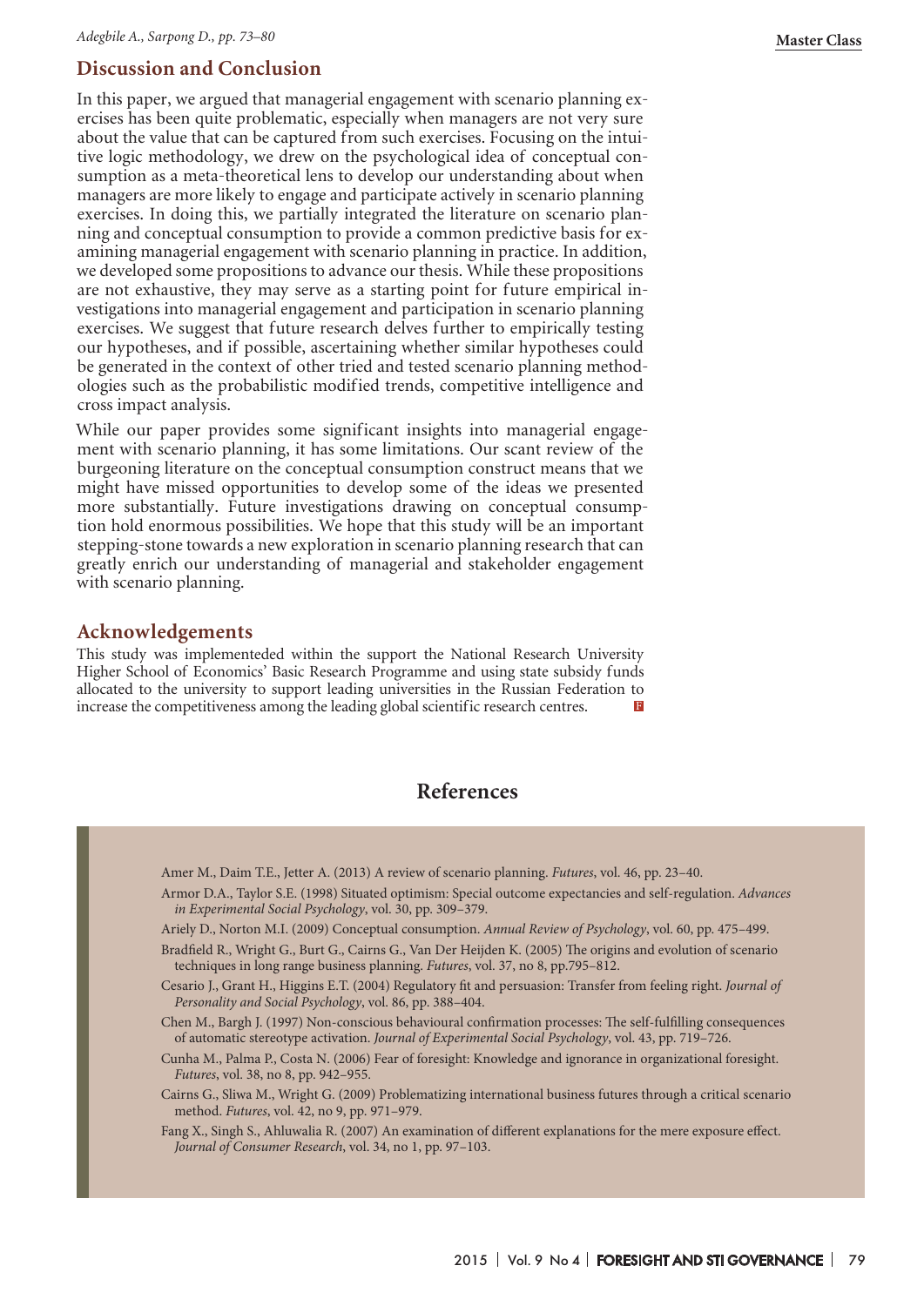## Discussion and Conclusion

In this paper, we argued that managerial engagement with scenario planning exercises has been quite problematic, especially when managers are not very sure about the value that can be captured from such exercises. Focusing on the intuitive logic methodology, we drew on the psychological idea of conceptual consumption as a meta-theoretical lens to develop our understanding about when managers are more likely to engage and participate actively in scenario planning exercises. In doing this, we partially integrated the literature on scenario planning and conceptual consumption to provide a common predictive basis for examining managerial engagement with scenario planning in practice. In addition, we developed some propositions to advance our thesis. While these propositions are not exhaustive, they may serve as a starting point for future empirical investigations into managerial engagement and participation in scenario planning exercises. We suggest that future research delves further to empirically testing our hypotheses, and if possible, ascertaining whether similar hypotheses could be generated in the context of other tried and tested scenario planning methodologies such as the probabilistic modified trends, competitive intelligence and cross impact analysis.

While our paper provides some significant insights into managerial engagement with scenario planning, it has some limitations. Our scant review of the burgeoning literature on the conceptual consumption construct means that we might have missed opportunities to develop some of the ideas we presented more substantially. Future investigations drawing on conceptual consumption hold enormous possibilities. We hope that this study will be an important stepping-stone towards a new exploration in scenario planning research that can greatly enrich our understanding of managerial and stakeholder engagement with scenario planning.

## Acknowledgements

This study was implementeded within the support the National Research University Higher School of Economics' Basic Research Programme and using state subsidy funds allocated to the university to support leading universities in the Russian Federation to increase the competitiveness among the leading global scientific research centres.

## References

Amer M., Daim T.E., Jetter A. (2013) A review of scenario planning. *Futures*, vol. 46, pp. 23–40.

Armor D.A., Taylor S.E. (1998) Situated optimism: Special outcome expectancies and self-regulation. *Advances in Experimental Social Psychology*, vol. 30, pp. 309–379.

Ariely D., Norton M.I. (2009) Conceptual consumption. *Annual Review of Psychology*, vol. 60, pp. 475–499.

Bradfield R., Wright G., Burt G., Cairns G., Van Der Heijden K. (2005) The origins and evolution of scenario techniques in long range business planning. *Futures*, vol. 37, no 8, pp.795–812.

Cesario J., Grant H., Higgins E.T. (2004) Regulatory fit and persuasion: Transfer from feeling right. *Journal of Personality and Social Psychology*, vol. 86, pp. 388–404.

Chen M., Bargh J. (1997) Non-conscious behavioural confirmation processes: The self-fulfilling consequences of automatic stereotype activation. *Journal of Experimental Social Psychology*, vol. 43, pp. 719–726.

Cunha M., Palma P., Costa N. (2006) Fear of foresight: Knowledge and ignorance in organizational foresight. *Futures*, vol. 38, no 8, pp. 942–955.

Cairns G., Sliwa M., Wright G. (2009) Problematizing international business futures through a critical scenario method. *Futures*, vol. 42, no 9, pp. 971–979.

Fang X., Singh S., Ahluwalia R. (2007) An examination of different explanations for the mere exposure effect. *Journal of Consumer Research*, vol. 34, no 1, pp. 97–103.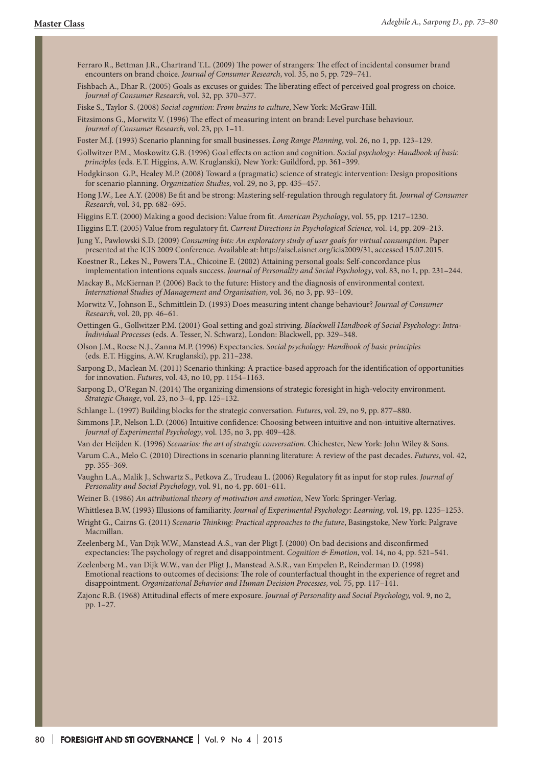Ferraro R., Bettman J.R., Chartrand T.L. (2009) The power of strangers: The effect of incidental consumer brand encounters on brand choice. *Journal of Consumer Research*, vol. 35, no 5, pp. 729–741.

Fishbach A., Dhar R. (2005) Goals as excuses or guides: The liberating effect of perceived goal progress on choice. *Journal of Consumer Research*, vol. 32, pp. 370–377.

Fiske S., Taylor S. (2008) *Social cognition: From brains to culture*, New York: McGraw-Hill.

Fitzsimons G., Morwitz V. (1996) The effect of measuring intent on brand: Level purchase behaviour. *Journal of Consumer Research*, vol. 23, pp. 1–11.

Foster M.J. (1993) Scenario planning for small businesses. *Long Range Planning*, vol. 26, no 1, pp. 123–129.

Gollwitzer P.M., Moskowitz G.B. (1996) Goal effects on action and cognition. *Social psychology: Handbook of basic principles* (eds. E.T. Higgins, A.W. Kruglanski), New York: Guildford, pp. 361–399.

Hodgkinson G.P., Healey M.P. (2008) Toward a (pragmatic) science of strategic intervention: Design propositions for scenario planning. *Organization Studies*, vol. 29, no 3, pp. 435–457.

Hong J.W., Lee A.Y. (2008) Be fit and be strong: Mastering self-regulation through regulatory fit. *Journal of Consumer Research*, vol. 34, pp. 682–695.

Higgins E.T. (2000) Making a good decision: Value from fit. *American Psychology*, vol. 55, pp. 1217–1230.

Higgins E.T. (2005) Value from regulatory fit. *Current Directions in Psychological Science,* vol. 14, pp. 209–213.

Jung Y., Pawlowski S.D. (2009) *Consuming bits: An exploratory study of user goals for virtual consumption*. Paper presented at the ICIS 2009 Conference. Available at: http://aisel.aisnet.org/icis2009/31, accessed 15.07.2015.

Koestner R., Lekes N., Powers T.A., Chicoine E. (2002) Attaining personal goals: Self-concordance plus implementation intentions equals success. *Journal of Personality and Social Psychology*, vol. 83, no 1, pp. 231–244.

Mackay B., McKiernan P. (2006) Back to the future: History and the diagnosis of environmental context. *International Studies of Management and Organisation*, vol. 36, no 3, pp. 93–109.

Morwitz V., Johnson E., Schmittlein D. (1993) Does measuring intent change behaviour? *Journal of Consumer Research*, vol. 20, pp. 46–61.

Oettingen G., Gollwitzer P.M. (2001) Goal setting and goal striving. *Blackwell Handbook of Social Psychology: Intra-Individual Processes* (eds. A. Tesser, N. Schwarz), London: Blackwell, pp. 329–348.

Olson J.M., Roese N.J., Zanna M.P. (1996) Expectancies. *Social psychology: Handbook of basic principles* (eds. E.T. Higgins, A.W. Kruglanski), pp. 211–238.

Sarpong D., Maclean M. (2011) Scenario thinking: A practice-based approach for the identification of opportunities for innovation. *Futures*, vol. 43, no 10, pp. 1154–1163.

Sarpong D., O'Regan N. (2014) The organizing dimensions of strategic foresight in high-velocity environment. *Strategic Change*, vol. 23, no 3–4, pp. 125–132.

Schlange L. (1997) Building blocks for the strategic conversation. *Futures*, vol. 29, no 9, pp. 877–880.

Simmons J.P., Nelson L.D. (2006) Intuitive confidence: Choosing between intuitive and non-intuitive alternatives. *Journal of Experimental Psychology*, vol. 135, no 3, pp. 409–428.

Van der Heijden K. (1996) *Scenarios: the art of strategic conversation*. Chichester, New York: John Wiley & Sons.

Varum C.A., Melo C. (2010) Directions in scenario planning literature: A review of the past decades. *Futures*, vol. 42, pp. 355–369.

Vaughn L.A., Malik J., Schwartz S., Petkova Z., Trudeau L. (2006) Regulatory fit as input for stop rules. *Journal of Personality and Social Psychology*, vol. 91, no 4, pp. 601–611.

Weiner B. (1986) *An attributional theory of motivation and emotion*, New York: Springer-Verlag.

Whittlesea B.W. (1993) Illusions of familiarity. *Journal of Experimental Psychology: Learning*, vol. 19, pp. 1235–1253.

Wright G., Cairns G. (2011) *Scenario Thinking: Practical approaches to the future*, Basingstoke, New York: Palgrave Macmillan.

Zeelenberg M., Van Dijk W.W., Manstead A.S., van der Pligt J. (2000) On bad decisions and disconfirmed expectancies: The psychology of regret and disappointment. *Cognition & Emotion*, vol. 14, no 4, pp. 521–541.

Zeelenberg M., van Dijk W.W., van der Pligt J., Manstead A.S.R., van Empelen P., Reinderman D. (1998) Emotional reactions to outcomes of decisions: The role of counterfactual thought in the experience of regret and disappointment. *Organizational Behavior and Human Decision Processes*, vol. 75, pp. 117–141.

Zajonc R.B. (1968) Attitudinal effects of mere exposure. *Journal of Personality and Social Psychology,* vol. 9, no 2, pp. 1–27.